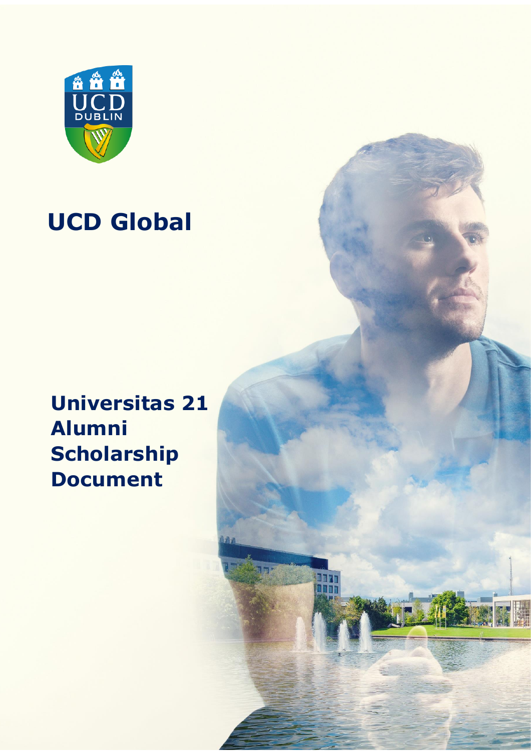# UCD Global

## Universitas 21 Alumni Scholarship Document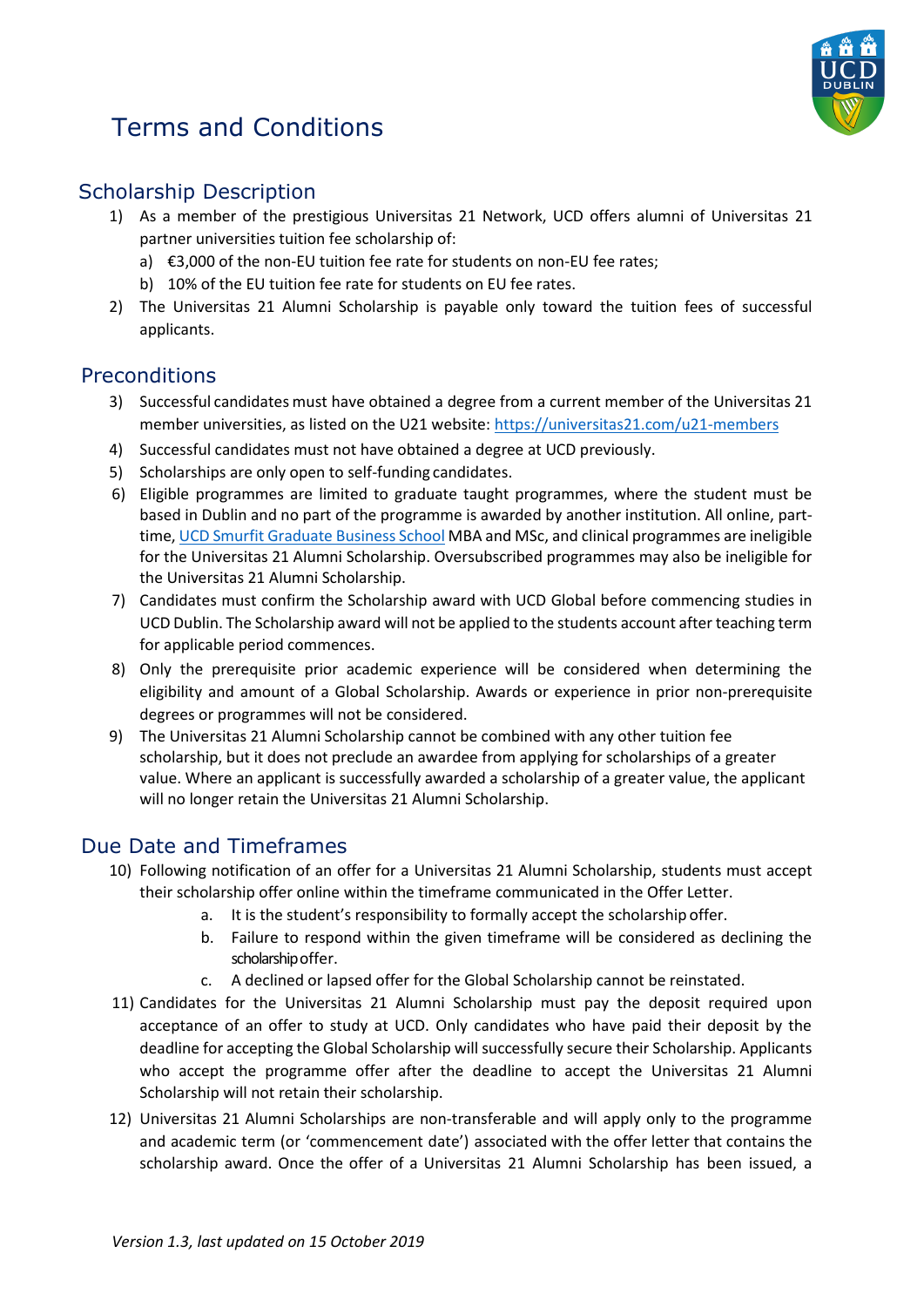# Terms and Conditions

## Scholarship Description

1) As a member of the prestigious Universitas 21 Network, UCD offers alumni of Universitas 21 partner universities tuition fee scholarship of:
   a) €3,000 of the non-EU tuition fee rate for students on non-EU fee rates;
   b) 10% of the EU tuition fee rate for students on EU fee rates.
2) The Universitas 21 Alumni Scholarship is payable only toward the tuition fees of successful applicants.

## Preconditions

3) Successful candidates must have obtained a degree from a current member of the Universitas 21 member universities, as listed on the U21 website: [https://universitas21.com/u21-members](https://universitas21.com/u21-members)
4) Successful candidates must not have obtained a degree at UCD previously.
5) Scholarships are only open to self-funding candidates.
6) Eligible programmes are limited to graduate taught programmes, where the student must be based in Dublin and no part of the programme is awarded by another institution. All online, part-time, UCD Smurfit Graduate Business School MBA and MSc, and clinical programmes are ineligible for the Universitas 21 Alumni Scholarship. Oversubscribed programmes may also be ineligible for the Universitas 21 Alumni Scholarship.
7) Candidates must confirm the Scholarship award with UCD Global before commencing studies in UCD Dublin. The Scholarship award will not be applied to the students account after teaching term for applicable period commences.
8) Only the prerequisite prior academic experience will be considered when determining the eligibility and amount of a Global Scholarship. Awards or experience in prior non-prerequisite degrees or programmes will not be considered.
9) The Universitas 21 Alumni Scholarship cannot be combined with any other tuition fee scholarship, but it does not preclude an awardee from applying for scholarships of a greater value. Where an applicant is successfully awarded a scholarship of a greater value, the applicant will no longer retain the Universitas 21 Alumni Scholarship.

## Due Date and Timeframes

10) Following notification of an offer for a Universitas 21 Alumni Scholarship, students must accept their scholarship offer online within the timeframe communicated in the Offer Letter.
    a. It is the student's responsibility to formally accept the scholarship offer.
    b. Failure to respond within the given timeframe will be considered as declining the scholarship offer.
    c. A declined or lapsed offer for the Global Scholarship cannot be reinstated.
11) Candidates for the Universitas 21 Alumni Scholarship must pay the deposit required upon acceptance of an offer to study at UCD. Only candidates who have paid their deposit by the deadline for accepting the Global Scholarship will successfully secure their Scholarship. Applicants who accept the programme offer after the deadline to accept the Universitas 21 Alumni Scholarship will not retain their scholarship.
12) Universitas 21 Alumni Scholarships are non-transferable and will apply only to the programme and academic term (or 'commencement date') associated with the offer letter that contains the scholarship award. Once the offer of a Universitas 21 Alumni Scholarship has been issued, a

*Version 1.3, last updated on 15 October 2019*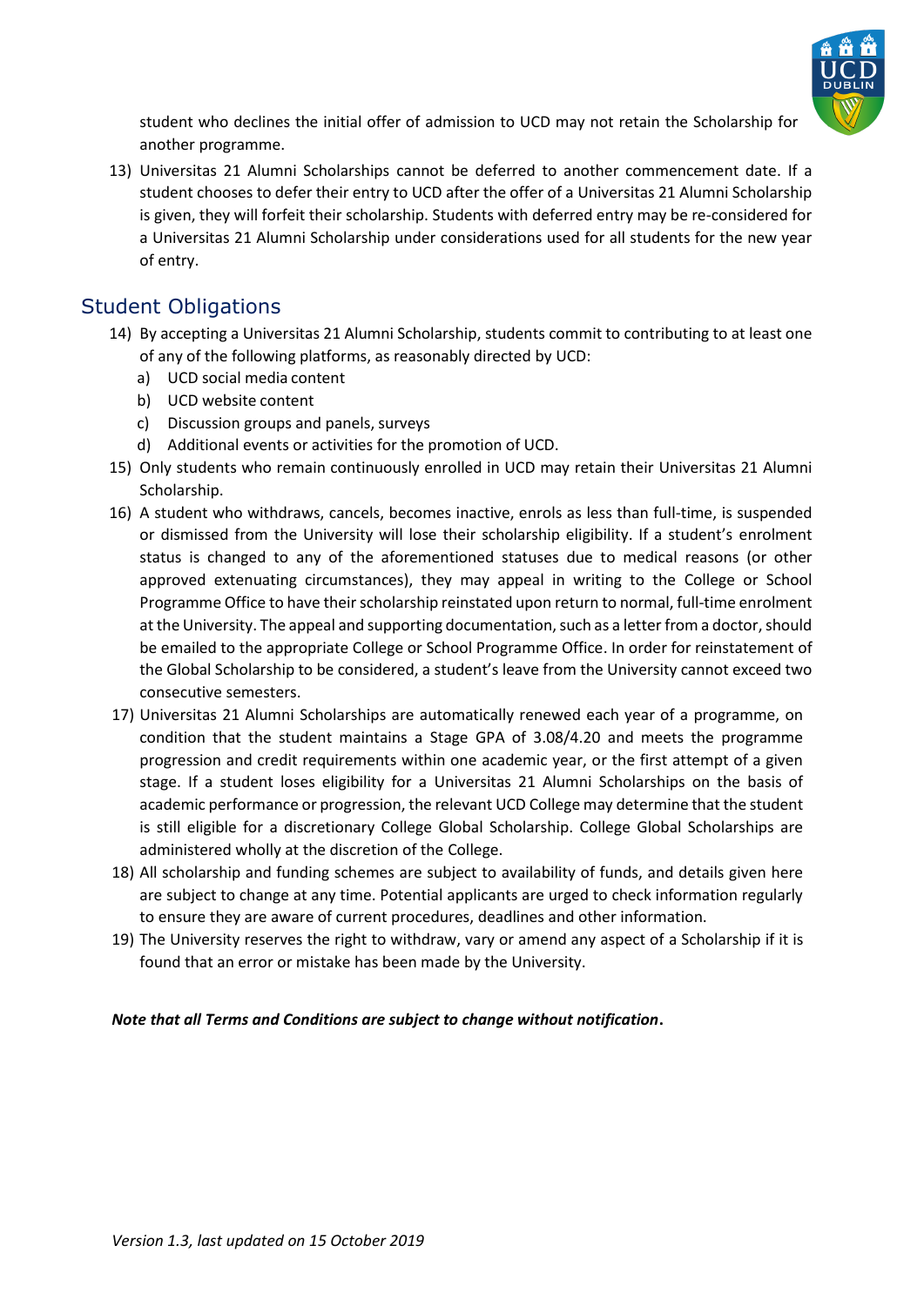student who declines the initial offer of admission to UCD may not retain the Scholarship for another programme.

13) Universitas 21 Alumni Scholarships cannot be deferred to another commencement date. If a student chooses to defer their entry to UCD after the offer of a Universitas 21 Alumni Scholarship is given, they will forfeit their scholarship. Students with deferred entry may be re-considered for a Universitas 21 Alumni Scholarship under considerations used for all students for the new year of entry.

## Student Obligations

14) By accepting a Universitas 21 Alumni Scholarship, students commit to contributing to at least one of any of the following platforms, as reasonably directed by UCD:
    a) UCD social media content
    b) UCD website content
    c) Discussion groups and panels, surveys
    d) Additional events or activities for the promotion of UCD.
15) Only students who remain continuously enrolled in UCD may retain their Universitas 21 Alumni Scholarship.
16) A student who withdraws, cancels, becomes inactive, enrols as less than full-time, is suspended or dismissed from the University will lose their scholarship eligibility. If a student's enrolment status is changed to any of the aforementioned statuses due to medical reasons (or other approved extenuating circumstances), they may appeal in writing to the College or School Programme Office to have their scholarship reinstated upon return to normal, full-time enrolment at the University. The appeal and supporting documentation, such as a letter from a doctor, should be emailed to the appropriate College or School Programme Office. In order for reinstatement of the Global Scholarship to be considered, a student's leave from the University cannot exceed two consecutive semesters.
17) Universitas 21 Alumni Scholarships are automatically renewed each year of a programme, on condition that the student maintains a Stage GPA of 3.08/4.20 and meets the programme progression and credit requirements within one academic year, or the first attempt of a given stage. If a student loses eligibility for a Universitas 21 Alumni Scholarships on the basis of academic performance or progression, the relevant UCD College may determine that the student is still eligible for a discretionary College Global Scholarship. College Global Scholarships are administered wholly at the discretion of the College.
18) All scholarship and funding schemes are subject to availability of funds, and details given here are subject to change at any time. Potential applicants are urged to check information regularly to ensure they are aware of current procedures, deadlines and other information.
19) The University reserves the right to withdraw, vary or amend any aspect of a Scholarship if it is found that an error or mistake has been made by the University.

***Note that all Terms and Conditions are subject to change without notification*.**

*Version 1.3, last updated on 15 October 2019*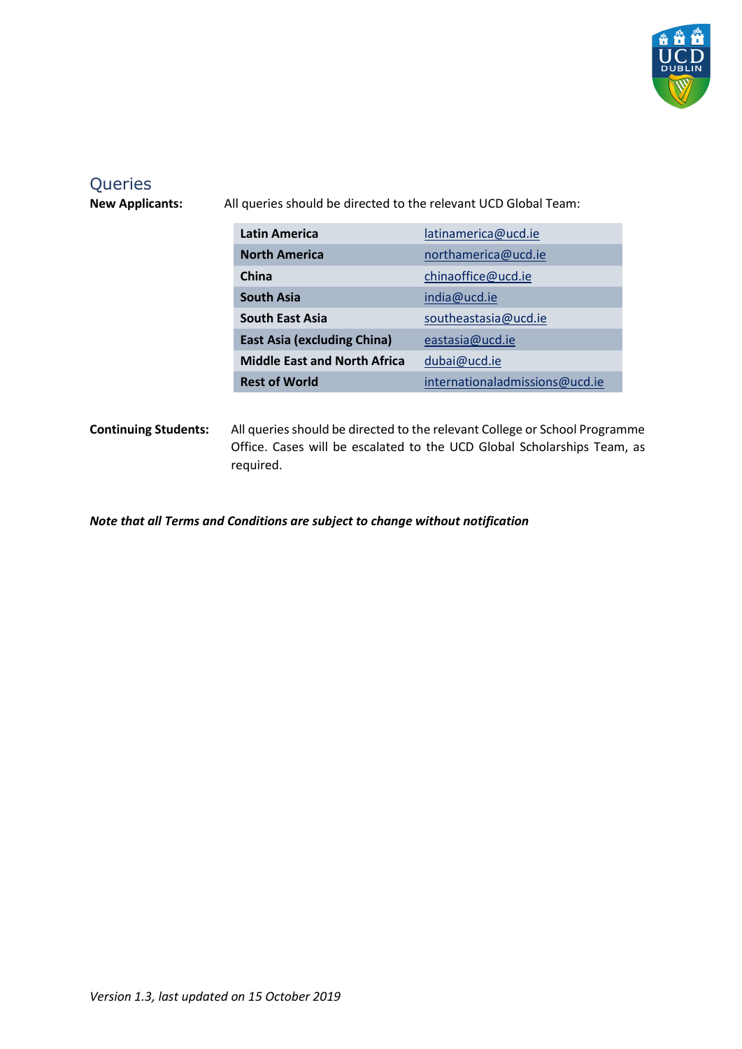## Queries

**New Applicants:** All queries should be directed to the relevant UCD Global Team:

| | |
|---|---|
| **Latin America** | latinamerica@ucd.ie |
| **North America** | northamerica@ucd.ie |
| **China** | chinaoffice@ucd.ie |
| **South Asia** | india@ucd.ie |
| **South East Asia** | southeastasia@ucd.ie |
| **East Asia (excluding China)** | eastasia@ucd.ie |
| **Middle East and North Africa** | dubai@ucd.ie |
| **Rest of World** | internationaladmissions@ucd.ie |

**Continuing Students:** All queries should be directed to the relevant College or School Programme Office. Cases will be escalated to the UCD Global Scholarships Team, as required.

***Note that all Terms and Conditions are subject to change without notification***

*Version 1.3, last updated on 15 October 2019*